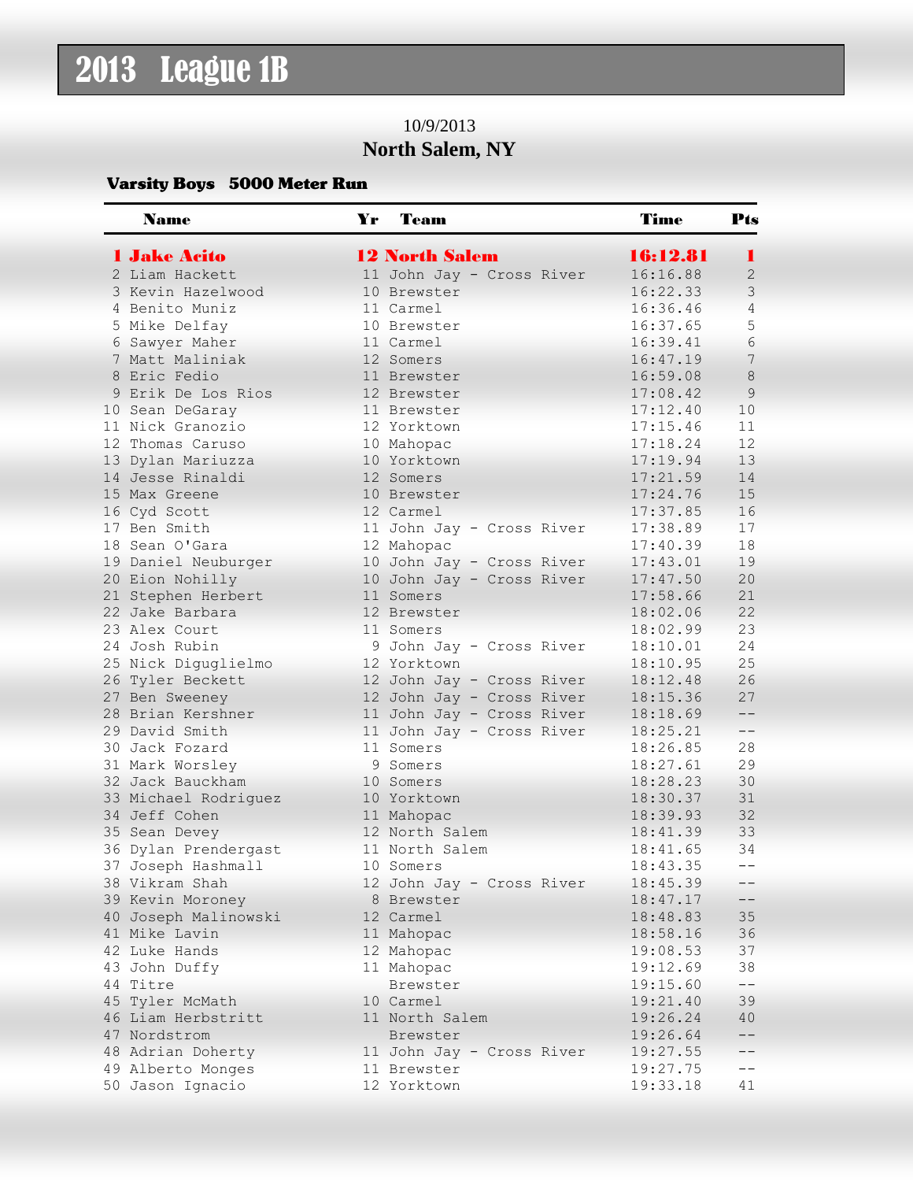# 2013 League 1B

10/9/2013

**North Salem, NY**

### Varsity Boys 5000 Meter Run

| | Name | Yr | Team | Time | Pts |
|---|---|---|---|---|---|
| 1 | Jake Acito | 12 | North Salem | 16:12.81 | 1 |
| 2 | Liam Hackett | 11 | John Jay - Cross River | 16:16.88 | 2 |
| 3 | Kevin Hazelwood | 10 | Brewster | 16:22.33 | 3 |
| 4 | Benito Muniz | 11 | Carmel | 16:36.46 | 4 |
| 5 | Mike Delfay | 10 | Brewster | 16:37.65 | 5 |
| 6 | Sawyer Maher | 11 | Carmel | 16:39.41 | 6 |
| 7 | Matt Maliniak | 12 | Somers | 16:47.19 | 7 |
| 8 | Eric Fedio | 11 | Brewster | 16:59.08 | 8 |
| 9 | Erik De Los Rios | 12 | Brewster | 17:08.42 | 9 |
| 10 | Sean DeGaray | 11 | Brewster | 17:12.40 | 10 |
| 11 | Nick Granozio | 12 | Yorktown | 17:15.46 | 11 |
| 12 | Thomas Caruso | 10 | Mahopac | 17:18.24 | 12 |
| 13 | Dylan Mariuzza | 10 | Yorktown | 17:19.94 | 13 |
| 14 | Jesse Rinaldi | 12 | Somers | 17:21.59 | 14 |
| 15 | Max Greene | 10 | Brewster | 17:24.76 | 15 |
| 16 | Cyd Scott | 12 | Carmel | 17:37.85 | 16 |
| 17 | Ben Smith | 11 | John Jay - Cross River | 17:38.89 | 17 |
| 18 | Sean O'Gara | 12 | Mahopac | 17:40.39 | 18 |
| 19 | Daniel Neuburger | 10 | John Jay - Cross River | 17:43.01 | 19 |
| 20 | Eion Nohilly | 10 | John Jay - Cross River | 17:47.50 | 20 |
| 21 | Stephen Herbert | 11 | Somers | 17:58.66 | 21 |
| 22 | Jake Barbara | 12 | Brewster | 18:02.06 | 22 |
| 23 | Alex Court | 11 | Somers | 18:02.99 | 23 |
| 24 | Josh Rubin | 9 | John Jay - Cross River | 18:10.01 | 24 |
| 25 | Nick Diguglielmo | 12 | Yorktown | 18:10.95 | 25 |
| 26 | Tyler Beckett | 12 | John Jay - Cross River | 18:12.48 | 26 |
| 27 | Ben Sweeney | 12 | John Jay - Cross River | 18:15.36 | 27 |
| 28 | Brian Kershner | 11 | John Jay - Cross River | 18:18.69 | -- |
| 29 | David Smith | 11 | John Jay - Cross River | 18:25.21 | -- |
| 30 | Jack Fozard | 11 | Somers | 18:26.85 | 28 |
| 31 | Mark Worsley | 9 | Somers | 18:27.61 | 29 |
| 32 | Jack Bauckham | 10 | Somers | 18:28.23 | 30 |
| 33 | Michael Rodriguez | 10 | Yorktown | 18:30.37 | 31 |
| 34 | Jeff Cohen | 11 | Mahopac | 18:39.93 | 32 |
| 35 | Sean Devey | 12 | North Salem | 18:41.39 | 33 |
| 36 | Dylan Prendergast | 11 | North Salem | 18:41.65 | 34 |
| 37 | Joseph Hashmall | 10 | Somers | 18:43.35 | -- |
| 38 | Vikram Shah | 12 | John Jay - Cross River | 18:45.39 | -- |
| 39 | Kevin Moroney | 8 | Brewster | 18:47.17 | -- |
| 40 | Joseph Malinowski | 12 | Carmel | 18:48.83 | 35 |
| 41 | Mike Lavin | 11 | Mahopac | 18:58.16 | 36 |
| 42 | Luke Hands | 12 | Mahopac | 19:08.53 | 37 |
| 43 | John Duffy | 11 | Mahopac | 19:12.69 | 38 |
| 44 | Titre | | Brewster | 19:15.60 | -- |
| 45 | Tyler McMath | 10 | Carmel | 19:21.40 | 39 |
| 46 | Liam Herbstritt | 11 | North Salem | 19:26.24 | 40 |
| 47 | Nordstrom | | Brewster | 19:26.64 | -- |
| 48 | Adrian Doherty | 11 | John Jay - Cross River | 19:27.55 | -- |
| 49 | Alberto Monges | 11 | Brewster | 19:27.75 | -- |
| 50 | Jason Ignacio | 12 | Yorktown | 19:33.18 | 41 |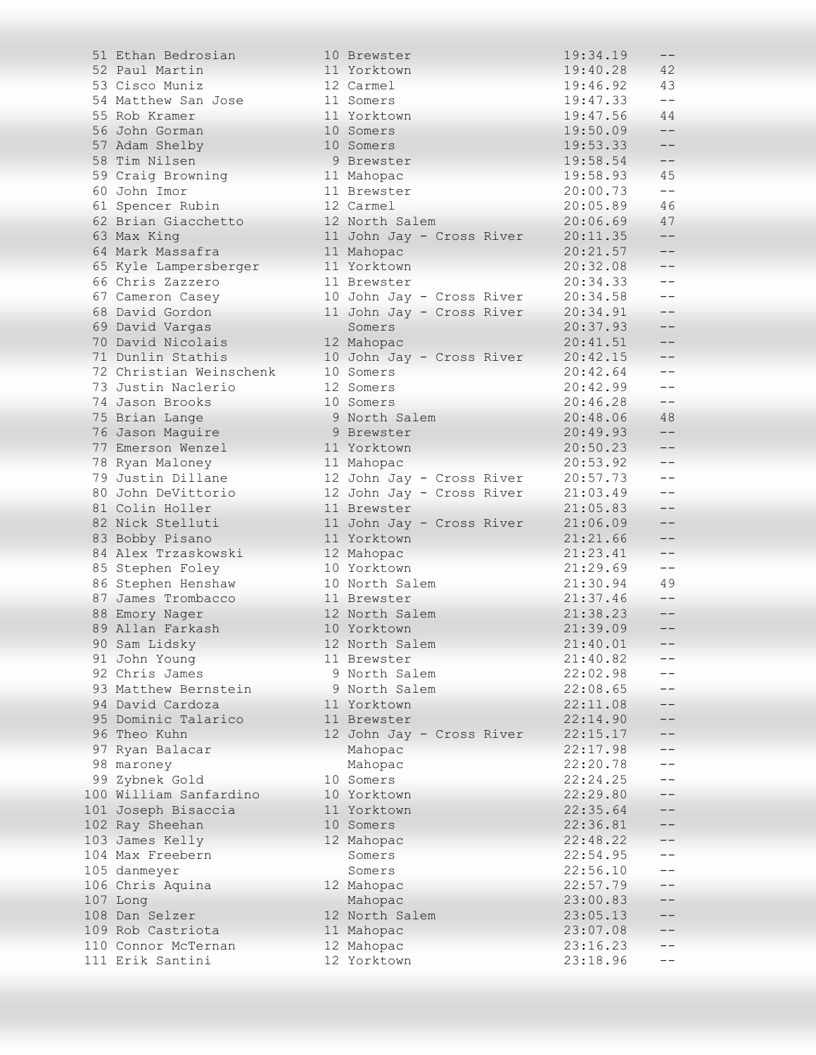| Place | Name | Yr | School | Time | Score |
|---|---|---|---|---|---|
| 51 | Ethan Bedrosian | 10 | Brewster | 19:34.19 | -- |
| 52 | Paul Martin | 11 | Yorktown | 19:40.28 | 42 |
| 53 | Cisco Muniz | 12 | Carmel | 19:46.92 | 43 |
| 54 | Matthew San Jose | 11 | Somers | 19:47.33 | -- |
| 55 | Rob Kramer | 11 | Yorktown | 19:47.56 | 44 |
| 56 | John Gorman | 10 | Somers | 19:50.09 | -- |
| 57 | Adam Shelby | 10 | Somers | 19:53.33 | -- |
| 58 | Tim Nilsen | 9 | Brewster | 19:58.54 | -- |
| 59 | Craig Browning | 11 | Mahopac | 19:58.93 | 45 |
| 60 | John Imor | 11 | Brewster | 20:00.73 | -- |
| 61 | Spencer Rubin | 12 | Carmel | 20:05.89 | 46 |
| 62 | Brian Giacchetto | 12 | North Salem | 20:06.69 | 47 |
| 63 | Max King | 11 | John Jay - Cross River | 20:11.35 | -- |
| 64 | Mark Massafra | 11 | Mahopac | 20:21.57 | -- |
| 65 | Kyle Lampersberger | 11 | Yorktown | 20:32.08 | -- |
| 66 | Chris Zazzero | 11 | Brewster | 20:34.33 | -- |
| 67 | Cameron Casey | 10 | John Jay - Cross River | 20:34.58 | -- |
| 68 | David Gordon | 11 | John Jay - Cross River | 20:34.91 | -- |
| 69 | David Vargas | | Somers | 20:37.93 | -- |
| 70 | David Nicolais | 12 | Mahopac | 20:41.51 | -- |
| 71 | Dunlin Stathis | 10 | John Jay - Cross River | 20:42.15 | -- |
| 72 | Christian Weinschenk | 10 | Somers | 20:42.64 | -- |
| 73 | Justin Naclerio | 12 | Somers | 20:42.99 | -- |
| 74 | Jason Brooks | 10 | Somers | 20:46.28 | -- |
| 75 | Brian Lange | 9 | North Salem | 20:48.06 | 48 |
| 76 | Jason Maguire | 9 | Brewster | 20:49.93 | -- |
| 77 | Emerson Wenzel | 11 | Yorktown | 20:50.23 | -- |
| 78 | Ryan Maloney | 11 | Mahopac | 20:53.92 | -- |
| 79 | Justin Dillane | 12 | John Jay - Cross River | 20:57.73 | -- |
| 80 | John DeVittorio | 12 | John Jay - Cross River | 21:03.49 | -- |
| 81 | Colin Holler | 11 | Brewster | 21:05.83 | -- |
| 82 | Nick Stelluti | 11 | John Jay - Cross River | 21:06.09 | -- |
| 83 | Bobby Pisano | 11 | Yorktown | 21:21.66 | -- |
| 84 | Alex Trzaskowski | 12 | Mahopac | 21:23.41 | -- |
| 85 | Stephen Foley | 10 | Yorktown | 21:29.69 | -- |
| 86 | Stephen Henshaw | 10 | North Salem | 21:30.94 | 49 |
| 87 | James Trombacco | 11 | Brewster | 21:37.46 | -- |
| 88 | Emory Nager | 12 | North Salem | 21:38.23 | -- |
| 89 | Allan Farkash | 10 | Yorktown | 21:39.09 | -- |
| 90 | Sam Lidsky | 12 | North Salem | 21:40.01 | -- |
| 91 | John Young | 11 | Brewster | 21:40.82 | -- |
| 92 | Chris James | 9 | North Salem | 22:02.98 | -- |
| 93 | Matthew Bernstein | 9 | North Salem | 22:08.65 | -- |
| 94 | David Cardoza | 11 | Yorktown | 22:11.08 | -- |
| 95 | Dominic Talarico | 11 | Brewster | 22:14.90 | -- |
| 96 | Theo Kuhn | 12 | John Jay - Cross River | 22:15.17 | -- |
| 97 | Ryan Balacar | | Mahopac | 22:17.98 | -- |
| 98 | maroney | | Mahopac | 22:20.78 | -- |
| 99 | Zybnek Gold | 10 | Somers | 22:24.25 | -- |
| 100 | William Sanfardino | 10 | Yorktown | 22:29.80 | -- |
| 101 | Joseph Bisaccia | 11 | Yorktown | 22:35.64 | -- |
| 102 | Ray Sheehan | 10 | Somers | 22:36.81 | -- |
| 103 | James Kelly | 12 | Mahopac | 22:48.22 | -- |
| 104 | Max Freebern | | Somers | 22:54.95 | -- |
| 105 | danmeyer | | Somers | 22:56.10 | -- |
| 106 | Chris Aquina | 12 | Mahopac | 22:57.79 | -- |
| 107 | Long | | Mahopac | 23:00.83 | -- |
| 108 | Dan Selzer | 12 | North Salem | 23:05.13 | -- |
| 109 | Rob Castriota | 11 | Mahopac | 23:07.08 | -- |
| 110 | Connor McTernan | 12 | Mahopac | 23:16.23 | -- |
| 111 | Erik Santini | 12 | Yorktown | 23:18.96 | -- |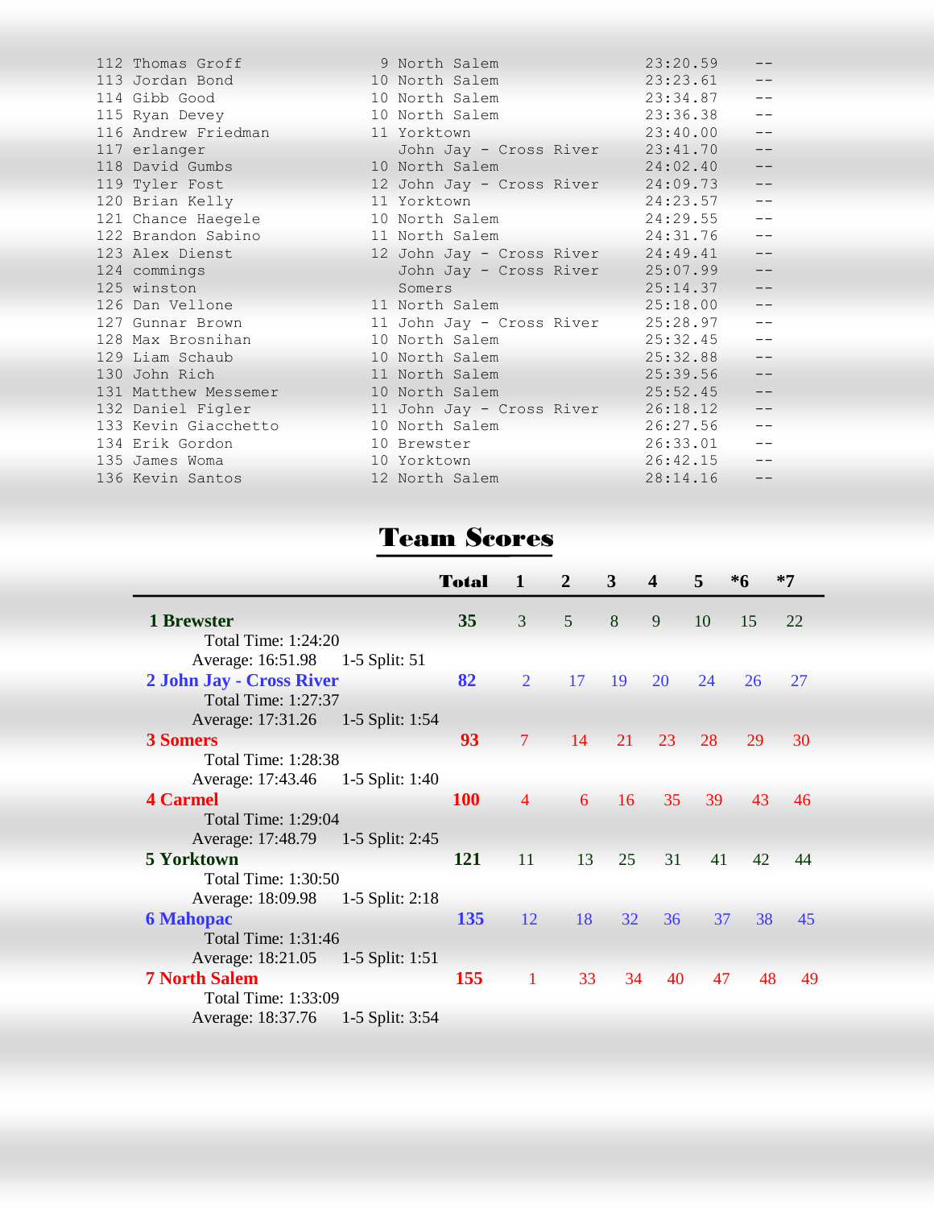| | | | | | |
|---|---|---|---|---|---|
| 112 | Thomas Groff | 9 | North Salem | 23:20.59 | -- |
| 113 | Jordan Bond | 10 | North Salem | 23:23.61 | -- |
| 114 | Gibb Good | 10 | North Salem | 23:34.87 | -- |
| 115 | Ryan Devey | 10 | North Salem | 23:36.38 | -- |
| 116 | Andrew Friedman | 11 | Yorktown | 23:40.00 | -- |
| 117 | erlanger | | John Jay - Cross River | 23:41.70 | -- |
| 118 | David Gumbs | 10 | North Salem | 24:02.40 | -- |
| 119 | Tyler Fost | 12 | John Jay - Cross River | 24:09.73 | -- |
| 120 | Brian Kelly | 11 | Yorktown | 24:23.57 | -- |
| 121 | Chance Haegele | 10 | North Salem | 24:29.55 | -- |
| 122 | Brandon Sabino | 11 | North Salem | 24:31.76 | -- |
| 123 | Alex Dienst | 12 | John Jay - Cross River | 24:49.41 | -- |
| 124 | commings | | John Jay - Cross River | 25:07.99 | -- |
| 125 | winston | | Somers | 25:14.37 | -- |
| 126 | Dan Vellone | 11 | North Salem | 25:18.00 | -- |
| 127 | Gunnar Brown | 11 | John Jay - Cross River | 25:28.97 | -- |
| 128 | Max Brosnihan | 10 | North Salem | 25:32.45 | -- |
| 129 | Liam Schaub | 10 | North Salem | 25:32.88 | -- |
| 130 | John Rich | 11 | North Salem | 25:39.56 | -- |
| 131 | Matthew Messemer | 10 | North Salem | 25:52.45 | -- |
| 132 | Daniel Figler | 11 | John Jay - Cross River | 26:18.12 | -- |
| 133 | Kevin Giacchetto | 10 | North Salem | 26:27.56 | -- |
| 134 | Erik Gordon | 10 | Brewster | 26:33.01 | -- |
| 135 | James Woma | 10 | Yorktown | 26:42.15 | -- |
| 136 | Kevin Santos | 12 | North Salem | 28:14.16 | -- |

## Team Scores

| | Total | 1 | 2 | 3 | 4 | 5 | *6 | *7 |
|---|---|---|---|---|---|---|---|---|
| **1 Brewster** | **35** | 3 | 5 | 8 | 9 | 10 | 15 | 22 |
| Total Time: 1:24:20 | | | | | | | | |
| Average: 16:51.98 1-5 Split: 51 | | | | | | | | |
| **2 John Jay - Cross River** | **82** | 2 | 17 | 19 | 20 | 24 | 26 | 27 |
| Total Time: 1:27:37 | | | | | | | | |
| Average: 17:31.26 1-5 Split: 1:54 | | | | | | | | |
| **3 Somers** | **93** | 7 | 14 | 21 | 23 | 28 | 29 | 30 |
| Total Time: 1:28:38 | | | | | | | | |
| Average: 17:43.46 1-5 Split: 1:40 | | | | | | | | |
| **4 Carmel** | **100** | 4 | 6 | 16 | 35 | 39 | 43 | 46 |
| Total Time: 1:29:04 | | | | | | | | |
| Average: 17:48.79 1-5 Split: 2:45 | | | | | | | | |
| **5 Yorktown** | **121** | 11 | 13 | 25 | 31 | 41 | 42 | 44 |
| Total Time: 1:30:50 | | | | | | | | |
| Average: 18:09.98 1-5 Split: 2:18 | | | | | | | | |
| **6 Mahopac** | **135** | 12 | 18 | 32 | 36 | 37 | 38 | 45 |
| Total Time: 1:31:46 | | | | | | | | |
| Average: 18:21.05 1-5 Split: 1:51 | | | | | | | | |
| **7 North Salem** | **155** | 1 | 33 | 34 | 40 | 47 | 48 | 49 |
| Total Time: 1:33:09 | | | | | | | | |
| Average: 18:37.76 1-5 Split: 3:54 | | | | | | | | |